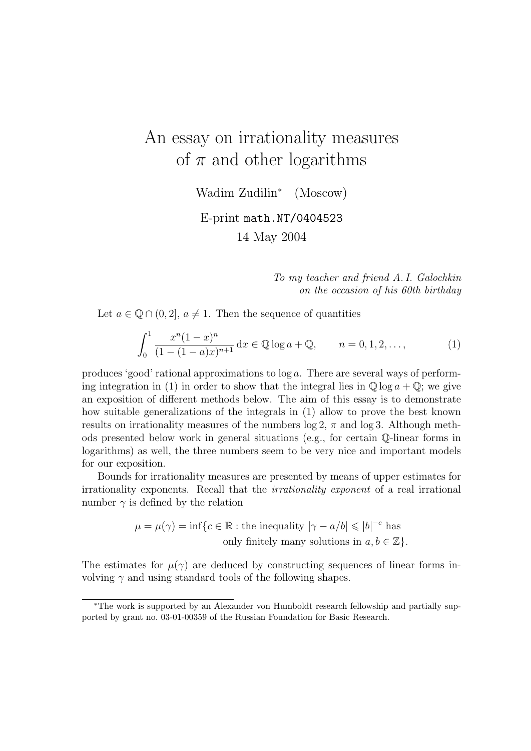# An essay on irrationality measures of $\pi$ and other logarithms

Wadim Zudilin* (Moscow)

E-print `math.NT/0404523`

14 May 2004

*To my teacher and friend A. I. Galochkin*
*on the occasion of his 60th birthday*

Let $a \in \mathbb{Q} \cap (0, 2]$, $a \neq 1$. Then the sequence of quantities

$$\int_0^1 \frac{x^n(1-x)^n}{(1-(1-a)x)^{n+1}} \, \mathrm{d}x \in \mathbb{Q} \log a + \mathbb{Q}, \qquad n = 0, 1, 2, \dots, \tag{1}$$

produces 'good' rational approximations to $\log a$. There are several ways of performing integration in (1) in order to show that the integral lies in $\mathbb{Q} \log a + \mathbb{Q}$; we give an exposition of different methods below. The aim of this essay is to demonstrate how suitable generalizations of the integrals in (1) allow to prove the best known results on irrationality measures of the numbers $\log 2$, $\pi$ and $\log 3$. Although methods presented below work in general situations (e.g., for certain $\mathbb{Q}$-linear forms in logarithms) as well, the three numbers seem to be very nice and important models for our exposition.

Bounds for irrationality measures are presented by means of upper estimates for irrationality exponents. Recall that the *irrationality exponent* of a real irrational number $\gamma$ is defined by the relation

$$\mu = \mu(\gamma) = \inf\{c \in \mathbb{R} : \text{the inequality } |\gamma - a/b| \leqslant |b|^{-c} \text{ has only finitely many solutions in } a, b \in \mathbb{Z}\}.$$

The estimates for $\mu(\gamma)$ are deduced by constructing sequences of linear forms involving $\gamma$ and using standard tools of the following shapes.

---

*The work is supported by an Alexander von Humboldt research fellowship and partially supported by grant no. 03-01-00359 of the Russian Foundation for Basic Research.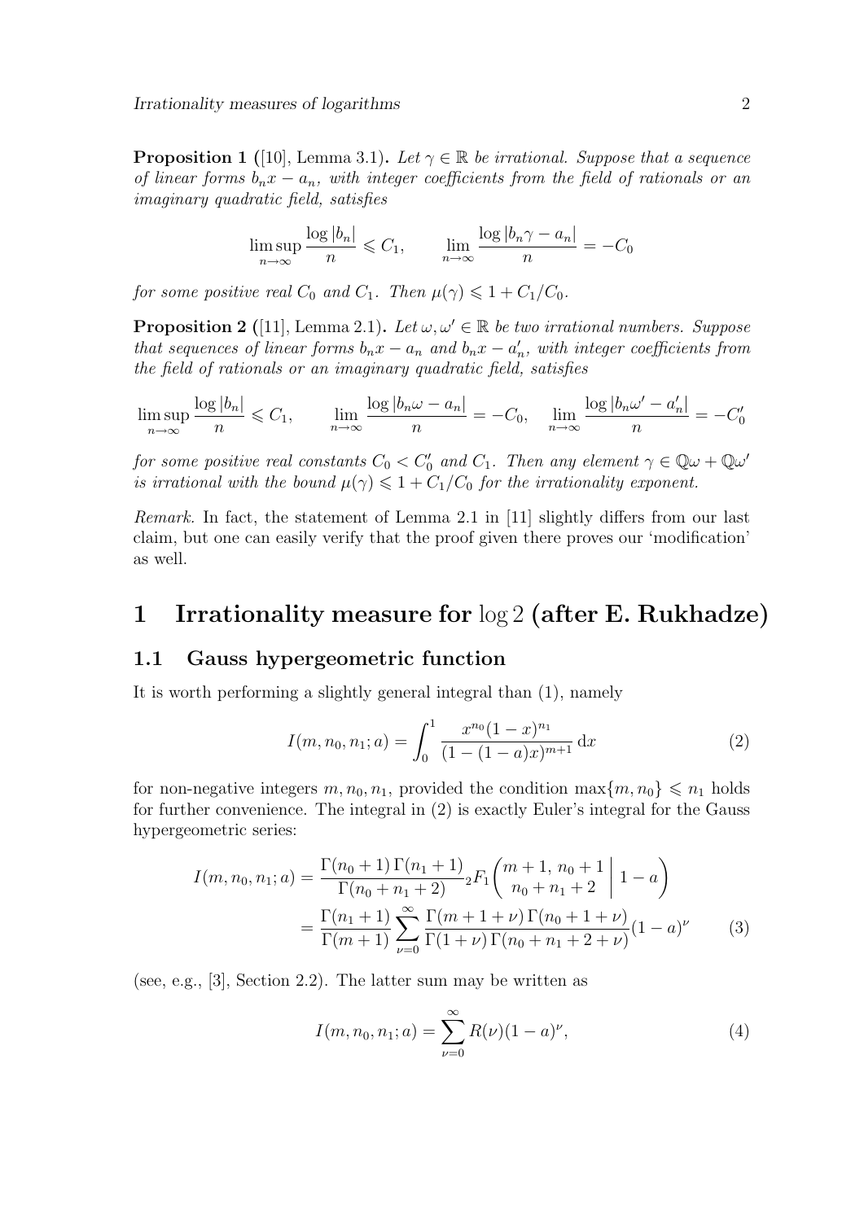**Proposition 1** ([10], Lemma 3.1)**.** *Let $\gamma \in \mathbb{R}$ be irrational. Suppose that a sequence of linear forms $b_n x - a_n$, with integer coefficients from the field of rationals or an imaginary quadratic field, satisfies*

$$\limsup_{n\to\infty} \frac{\log|b_n|}{n} \leqslant C_1, \qquad \lim_{n\to\infty} \frac{\log|b_n\gamma - a_n|}{n} = -C_0$$

*for some positive real $C_0$ and $C_1$. Then $\mu(\gamma) \leqslant 1 + C_1/C_0$.*

**Proposition 2** ([11], Lemma 2.1)**.** *Let $\omega, \omega' \in \mathbb{R}$ be two irrational numbers. Suppose that sequences of linear forms $b_n x - a_n$ and $b_n x - a_n'$, with integer coefficients from the field of rationals or an imaginary quadratic field, satisfies*

$$\limsup_{n\to\infty} \frac{\log|b_n|}{n} \leqslant C_1, \qquad \lim_{n\to\infty} \frac{\log|b_n\omega - a_n|}{n} = -C_0, \quad \lim_{n\to\infty} \frac{\log|b_n\omega' - a_n'|}{n} = -C_0'$$

*for some positive real constants $C_0 < C_0'$ and $C_1$. Then any element $\gamma \in \mathbb{Q}\omega + \mathbb{Q}\omega'$ is irrational with the bound $\mu(\gamma) \leqslant 1 + C_1/C_0$ for the irrationality exponent.*

*Remark.* In fact, the statement of Lemma 2.1 in [11] slightly differs from our last claim, but one can easily verify that the proof given there proves our 'modification' as well.

# 1 Irrationality measure for $\log 2$ (after E. Rukhadze)

## 1.1 Gauss hypergeometric function

It is worth performing a slightly general integral than (1), namely

$$I(m, n_0, n_1; a) = \int_0^1 \frac{x^{n_0}(1-x)^{n_1}}{(1-(1-a)x)^{m+1}}\,\mathrm{d}x \tag{2}$$

for non-negative integers $m, n_0, n_1$, provided the condition $\max\{m, n_0\} \leqslant n_1$ holds for further convenience. The integral in (2) is exactly Euler's integral for the Gauss hypergeometric series:

$$\begin{aligned} I(m, n_0, n_1; a) &= \frac{\Gamma(n_0+1)\,\Gamma(n_1+1)}{\Gamma(n_0+n_1+2)}\,{}_2F_1\left(\begin{matrix} m+1,\, n_0+1 \\ n_0+n_1+2 \end{matrix} \,\middle|\, 1-a\right) \\ &= \frac{\Gamma(n_1+1)}{\Gamma(m+1)} \sum_{\nu=0}^{\infty} \frac{\Gamma(m+1+\nu)\,\Gamma(n_0+1+\nu)}{\Gamma(1+\nu)\,\Gamma(n_0+n_1+2+\nu)}(1-a)^\nu \end{aligned} \tag{3}$$

(see, e.g., [3], Section 2.2). The latter sum may be written as

$$I(m, n_0, n_1; a) = \sum_{\nu=0}^{\infty} R(\nu)(1-a)^\nu, \tag{4}$$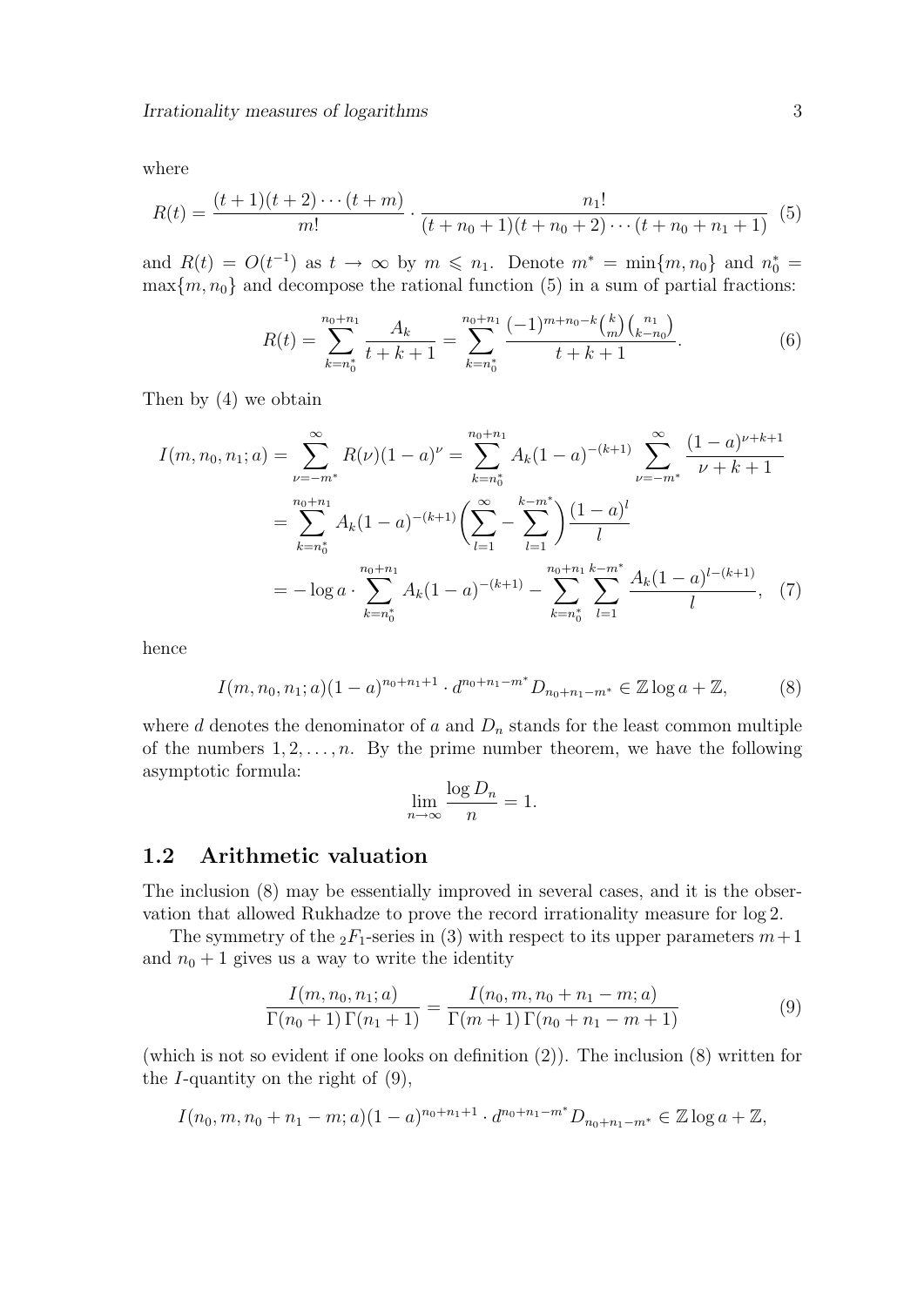where

$$R(t) = \frac{(t+1)(t+2)\cdots(t+m)}{m!} \cdot \frac{n_1!}{(t+n_0+1)(t+n_0+2)\cdots(t+n_0+n_1+1)} \quad (5)$$

and $R(t) = O(t^{-1})$ as $t \to \infty$ by $m \leqslant n_1$. Denote $m^* = \min\{m, n_0\}$ and $n_0^* = \max\{m, n_0\}$ and decompose the rational function (5) in a sum of partial fractions:

$$R(t) = \sum_{k=n_0^*}^{n_0+n_1} \frac{A_k}{t+k+1} = \sum_{k=n_0^*}^{n_0+n_1} \frac{(-1)^{m+n_0-k}\binom{k}{m}\binom{n_1}{k-n_0}}{t+k+1}. \quad (6)$$

Then by (4) we obtain

$$\begin{aligned}
I(m, n_0, n_1; a) &= \sum_{\nu=-m^*}^{\infty} R(\nu)(1-a)^{\nu} = \sum_{k=n_0^*}^{n_0+n_1} A_k (1-a)^{-(k+1)} \sum_{\nu=-m^*}^{\infty} \frac{(1-a)^{\nu+k+1}}{\nu+k+1} \\
&= \sum_{k=n_0^*}^{n_0+n_1} A_k (1-a)^{-(k+1)} \biggl( \sum_{l=1}^{\infty} - \sum_{l=1}^{k-m^*} \biggr) \frac{(1-a)^l}{l} \\
&= -\log a \cdot \sum_{k=n_0^*}^{n_0+n_1} A_k (1-a)^{-(k+1)} - \sum_{k=n_0^*}^{n_0+n_1} \sum_{l=1}^{k-m^*} \frac{A_k (1-a)^{l-(k+1)}}{l}, \quad (7)
\end{aligned}$$

hence

$$I(m, n_0, n_1; a)(1-a)^{n_0+n_1+1} \cdot d^{n_0+n_1-m^*} D_{n_0+n_1-m^*} \in \mathbb{Z} \log a + \mathbb{Z}, \quad (8)$$

where $d$ denotes the denominator of $a$ and $D_n$ stands for the least common multiple of the numbers $1, 2, \ldots, n$. By the prime number theorem, we have the following asymptotic formula:

$$\lim_{n\to\infty} \frac{\log D_n}{n} = 1.$$

## 1.2 Arithmetic valuation

The inclusion (8) may be essentially improved in several cases, and it is the observation that allowed Rukhadze to prove the record irrationality measure for $\log 2$.

The symmetry of the ${}_2F_1$-series in (3) with respect to its upper parameters $m+1$ and $n_0+1$ gives us a way to write the identity

$$\frac{I(m, n_0, n_1; a)}{\Gamma(n_0+1)\,\Gamma(n_1+1)} = \frac{I(n_0, m, n_0+n_1-m; a)}{\Gamma(m+1)\,\Gamma(n_0+n_1-m+1)} \quad (9)$$

(which is not so evident if one looks on definition (2)). The inclusion (8) written for the $I$-quantity on the right of (9),

$$I(n_0, m, n_0+n_1-m; a)(1-a)^{n_0+n_1+1} \cdot d^{n_0+n_1-m^*} D_{n_0+n_1-m^*} \in \mathbb{Z} \log a + \mathbb{Z},$$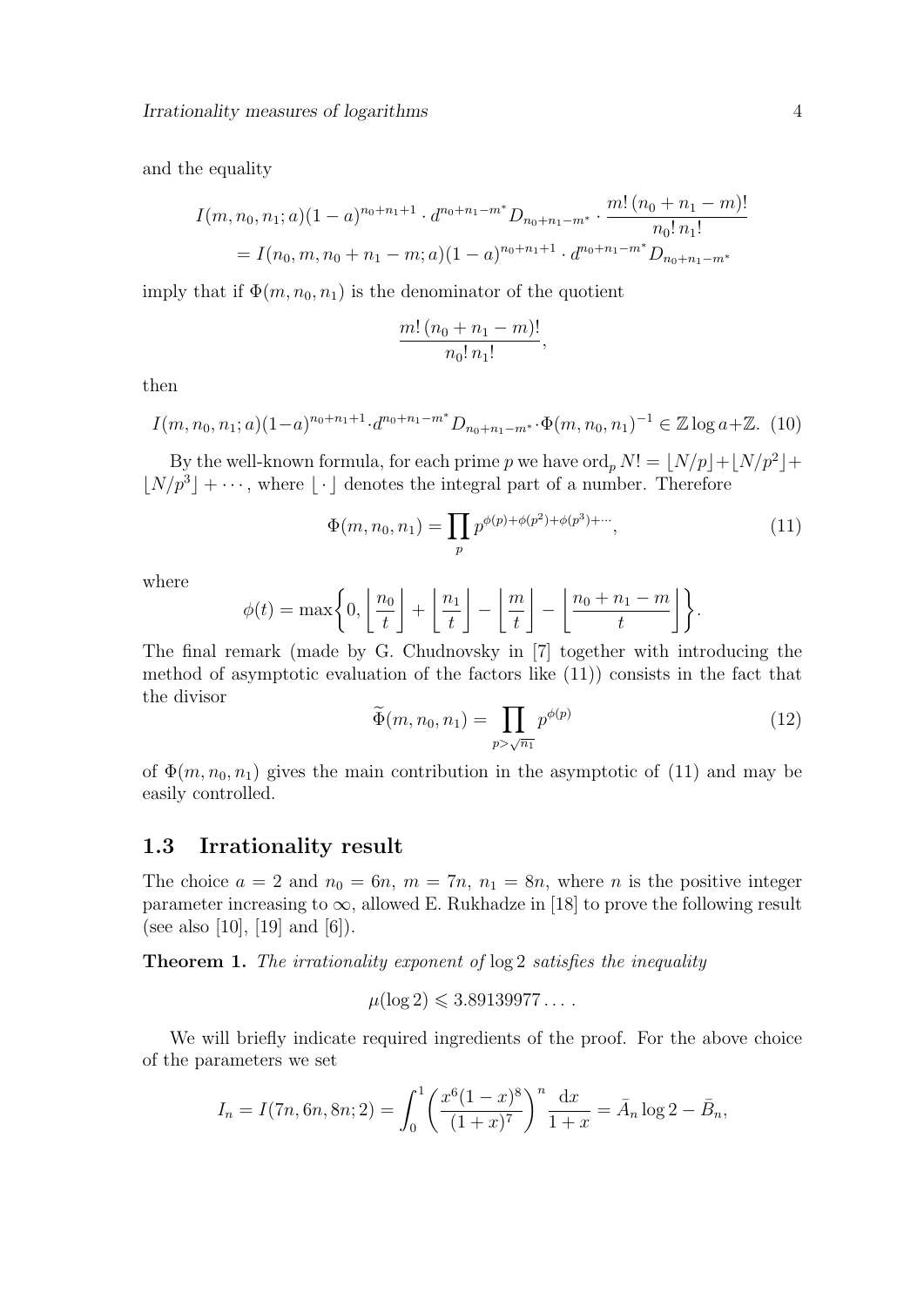and the equality

$$
\begin{aligned}
I(m, n_0, n_1; a)(1-a)^{n_0+n_1+1} \cdot d^{n_0+n_1-m^*} D_{n_0+n_1-m^*} \cdot \frac{m!\,(n_0+n_1-m)!}{n_0!\,n_1!} \\
= I(n_0, m, n_0+n_1-m; a)(1-a)^{n_0+n_1+1} \cdot d^{n_0+n_1-m^*} D_{n_0+n_1-m^*}
\end{aligned}
$$

imply that if $\Phi(m, n_0, n_1)$ is the denominator of the quotient

$$
\frac{m!\,(n_0+n_1-m)!}{n_0!\,n_1!},
$$

then

$$
I(m, n_0, n_1; a)(1-a)^{n_0+n_1+1} \cdot d^{n_0+n_1-m^*} D_{n_0+n_1-m^*} \cdot \Phi(m, n_0, n_1)^{-1} \in \mathbb{Z} \log a + \mathbb{Z}. \quad (10)
$$

By the well-known formula, for each prime $p$ we have $\operatorname{ord}_p N! = \lfloor N/p \rfloor + \lfloor N/p^2 \rfloor + \lfloor N/p^3 \rfloor + \cdots$, where $\lfloor \cdot \rfloor$ denotes the integral part of a number. Therefore

$$
\Phi(m, n_0, n_1) = \prod_p p^{\phi(p)+\phi(p^2)+\phi(p^3)+\cdots}, \quad (11)
$$

where

$$
\phi(t) = \max\left\{0, \left\lfloor \frac{n_0}{t} \right\rfloor + \left\lfloor \frac{n_1}{t} \right\rfloor - \left\lfloor \frac{m}{t} \right\rfloor - \left\lfloor \frac{n_0+n_1-m}{t} \right\rfloor \right\}.
$$

The final remark (made by G. Chudnovsky in [7] together with introducing the method of asymptotic evaluation of the factors like (11)) consists in the fact that the divisor

$$
\widetilde{\Phi}(m, n_0, n_1) = \prod_{p > \sqrt{n_1}} p^{\phi(p)} \quad (12)
$$

of $\Phi(m, n_0, n_1)$ gives the main contribution in the asymptotic of (11) and may be easily controlled.

### 1.3 Irrationality result

The choice $a = 2$ and $n_0 = 6n$, $m = 7n$, $n_1 = 8n$, where $n$ is the positive integer parameter increasing to $\infty$, allowed E. Rukhadze in [18] to prove the following result (see also [10], [19] and [6]).

**Theorem 1.** *The irrationality exponent of* $\log 2$ *satisfies the inequality*

$$
\mu(\log 2) \leqslant 3.89139977\ldots.
$$

We will briefly indicate required ingredients of the proof. For the above choice of the parameters we set

$$
I_n = I(7n, 6n, 8n; 2) = \int_0^1 \left( \frac{x^6(1-x)^8}{(1+x)^7} \right)^n \frac{\mathrm{d}x}{1+x} = \bar{A}_n \log 2 - \bar{B}_n,
$$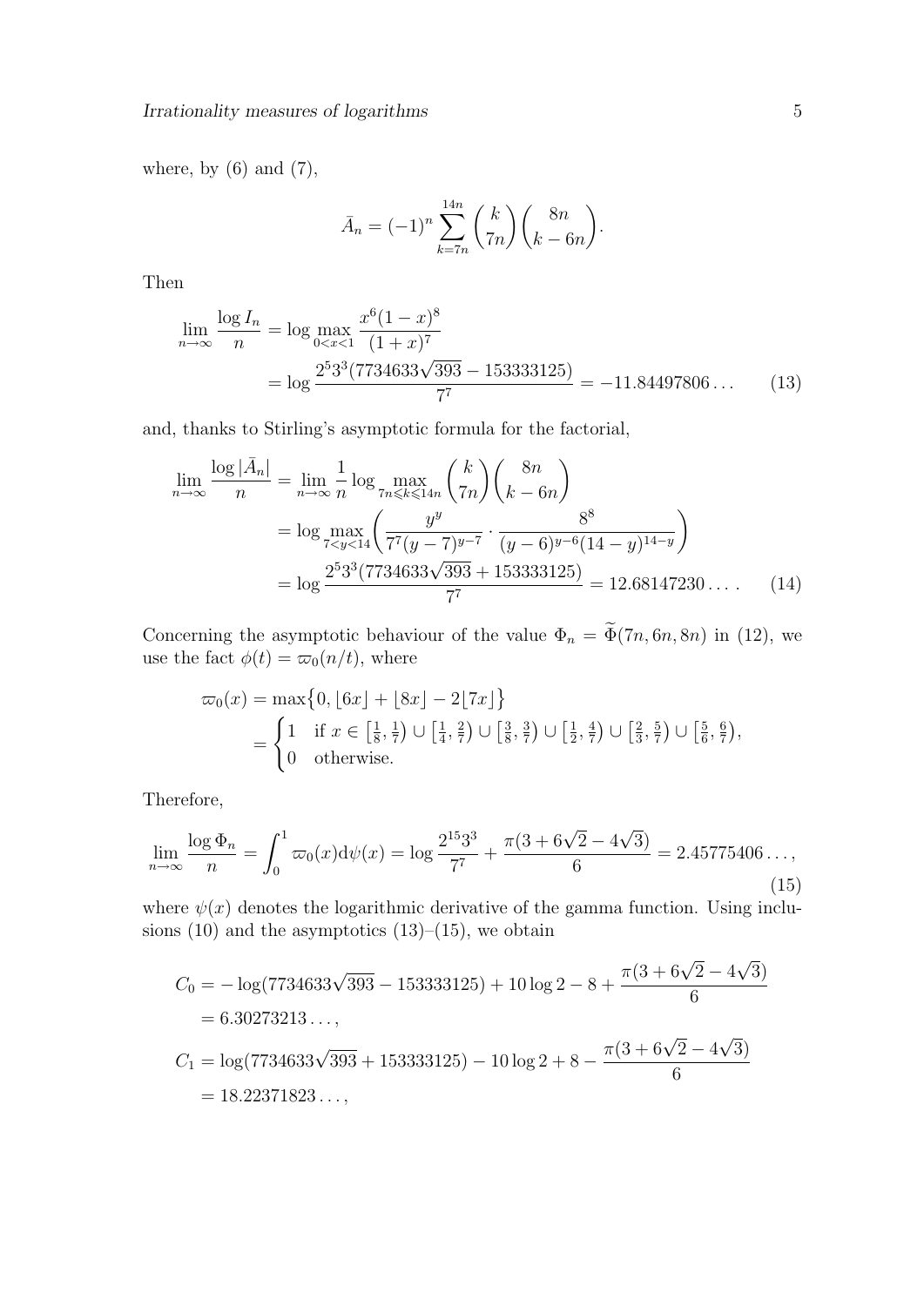where, by (6) and (7),

$$\bar{A}_n = (-1)^n \sum_{k=7n}^{14n} \binom{k}{7n} \binom{8n}{k-6n}.$$

Then

$$\begin{aligned}
\lim_{n\to\infty} \frac{\log I_n}{n} &= \log \max_{0<x<1} \frac{x^6(1-x)^8}{(1+x)^7} \\
&= \log \frac{2^5 3^3 (7734633\sqrt{393} - 153333125)}{7^7} = -11.84497806\ldots \qquad (13)
\end{aligned}$$

and, thanks to Stirling's asymptotic formula for the factorial,

$$\begin{aligned}
\lim_{n\to\infty} \frac{\log |\bar{A}_n|}{n} &= \lim_{n\to\infty} \frac{1}{n} \log \max_{7n\leqslant k\leqslant 14n} \binom{k}{7n}\binom{8n}{k-6n} \\
&= \log \max_{7<y<14} \left( \frac{y^y}{7^7 (y-7)^{y-7}} \cdot \frac{8^8}{(y-6)^{y-6}(14-y)^{14-y}} \right) \\
&= \log \frac{2^5 3^3 (7734633\sqrt{393} + 153333125)}{7^7} = 12.68147230\ldots. \qquad (14)
\end{aligned}$$

Concerning the asymptotic behaviour of the value $\Phi_n = \widetilde{\Phi}(7n, 6n, 8n)$ in (12), we use the fact $\phi(t) = \varpi_0(n/t)$, where

$$\begin{aligned}
\varpi_0(x) &= \max\bigl\{0, \lfloor 6x \rfloor + \lfloor 8x \rfloor - 2\lfloor 7x \rfloor \bigr\} \\
&= \begin{cases} 1 & \text{if } x \in \left[\frac{1}{8}, \frac{1}{7}\right) \cup \left[\frac{1}{4}, \frac{2}{7}\right) \cup \left[\frac{3}{8}, \frac{3}{7}\right) \cup \left[\frac{1}{2}, \frac{4}{7}\right) \cup \left[\frac{2}{3}, \frac{5}{7}\right) \cup \left[\frac{5}{6}, \frac{6}{7}\right), \\ 0 & \text{otherwise.} \end{cases}
\end{aligned}$$

Therefore,

$$\lim_{n\to\infty} \frac{\log \Phi_n}{n} = \int_0^1 \varpi_0(x) \mathrm{d}\psi(x) = \log \frac{2^{15} 3^3}{7^7} + \frac{\pi(3 + 6\sqrt{2} - 4\sqrt{3})}{6} = 2.45775406\ldots, \qquad (15)$$

where $\psi(x)$ denotes the logarithmic derivative of the gamma function. Using inclusions (10) and the asymptotics (13)–(15), we obtain

$$\begin{aligned}
C_0 &= -\log(7734633\sqrt{393} - 153333125) + 10\log 2 - 8 + \frac{\pi(3 + 6\sqrt{2} - 4\sqrt{3})}{6} \\
&= 6.30273213\ldots, \\
C_1 &= \log(7734633\sqrt{393} + 153333125) - 10\log 2 + 8 - \frac{\pi(3 + 6\sqrt{2} - 4\sqrt{3})}{6} \\
&= 18.22371823\ldots,
\end{aligned}$$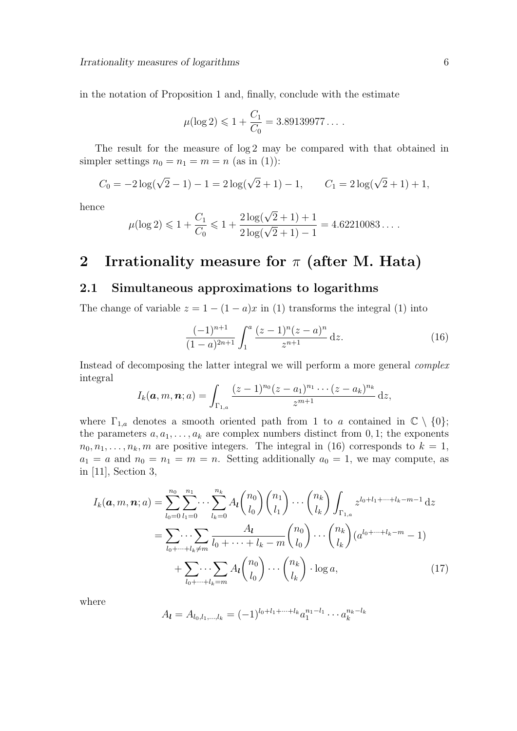in the notation of Proposition 1 and, finally, conclude with the estimate

$$\mu(\log 2) \leqslant 1 + \frac{C_1}{C_0} = 3.89139977\ldots.$$

The result for the measure of $\log 2$ may be compared with that obtained in simpler settings $n_0 = n_1 = m = n$ (as in (1)):

$$C_0 = -2\log(\sqrt{2}-1) - 1 = 2\log(\sqrt{2}+1) - 1, \qquad C_1 = 2\log(\sqrt{2}+1) + 1,$$

hence

$$\mu(\log 2) \leqslant 1 + \frac{C_1}{C_0} \leqslant 1 + \frac{2\log(\sqrt{2}+1)+1}{2\log(\sqrt{2}+1)-1} = 4.62210083\ldots.$$

# 2 Irrationality measure for $\pi$ (after M. Hata)

## 2.1 Simultaneous approximations to logarithms

The change of variable $z = 1 - (1-a)x$ in (1) transforms the integral (1) into

$$\frac{(-1)^{n+1}}{(1-a)^{2n+1}} \int_1^a \frac{(z-1)^n (z-a)^n}{z^{n+1}} \, \mathrm{d}z. \tag{16}$$

Instead of decomposing the latter integral we will perform a more general *complex* integral

$$I_k(\boldsymbol{a}, m, \boldsymbol{n}; a) = \int_{\Gamma_{1,a}} \frac{(z-1)^{n_0}(z-a_1)^{n_1}\cdots(z-a_k)^{n_k}}{z^{m+1}} \, \mathrm{d}z,$$

where $\Gamma_{1,a}$ denotes a smooth oriented path from 1 to $a$ contained in $\mathbb{C} \setminus \{0\}$; the parameters $a, a_1, \ldots, a_k$ are complex numbers distinct from $0, 1$; the exponents $n_0, n_1, \ldots, n_k, m$ are positive integers. The integral in (16) corresponds to $k = 1$, $a_1 = a$ and $n_0 = n_1 = m = n$. Setting additionally $a_0 = 1$, we may compute, as in [11], Section 3,

$$\begin{aligned}
I_k(\boldsymbol{a}, m, \boldsymbol{n}; a) &= \sum_{l_0=0}^{n_0} \sum_{l_1=0}^{n_1} \cdots \sum_{l_k=0}^{n_k} A_{\boldsymbol{l}} \binom{n_0}{l_0} \binom{n_1}{l_1} \cdots \binom{n_k}{l_k} \int_{\Gamma_{1,a}} z^{l_0+l_1+\cdots+l_k-m-1} \, \mathrm{d}z \\
&= \sum_{l_0+\cdots+l_k \neq m} \cdots \sum \frac{A_{\boldsymbol{l}}}{l_0+\cdots+l_k-m} \binom{n_0}{l_0} \cdots \binom{n_k}{l_k} (a^{l_0+\cdots+l_k-m} - 1) \\
&\quad + \sum_{l_0+\cdots+l_k = m} \cdots \sum A_{\boldsymbol{l}} \binom{n_0}{l_0} \cdots \binom{n_k}{l_k} \cdot \log a,
\end{aligned} \tag{17}$$

where

$$A_{\boldsymbol{l}} = A_{l_0, l_1, \ldots, l_k} = (-1)^{l_0+l_1+\cdots+l_k} a_1^{n_1-l_1} \cdots a_k^{n_k-l_k}$$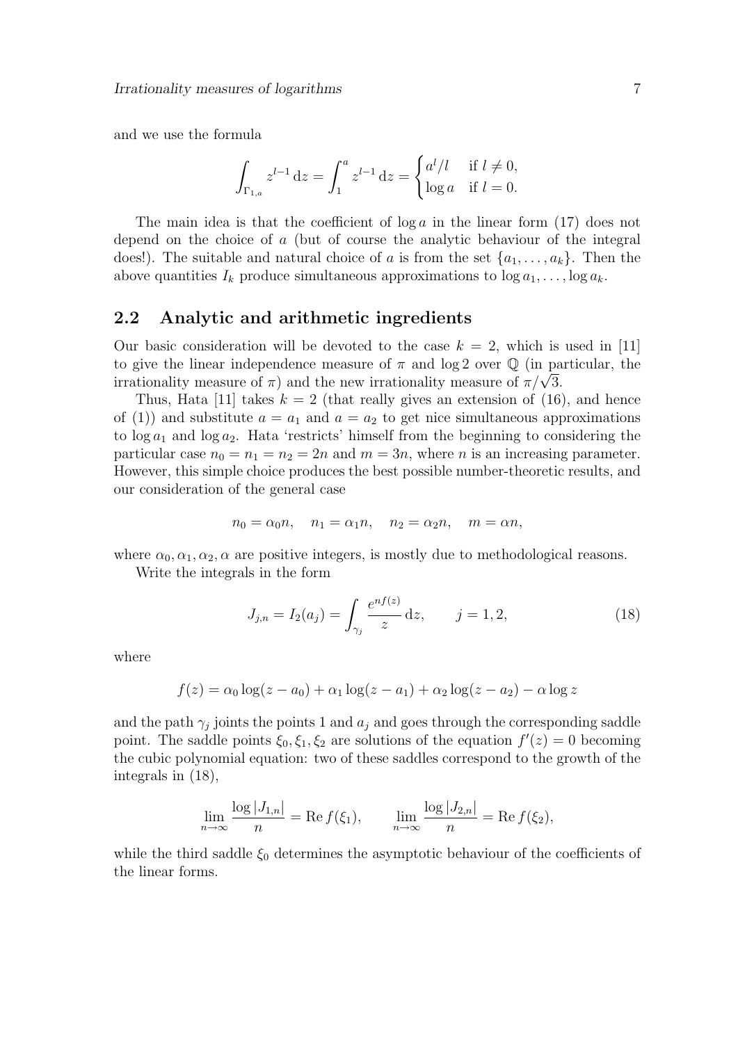and we use the formula

$$\int_{\Gamma_{1,a}} z^{l-1}\,\mathrm{d}z = \int_1^a z^{l-1}\,\mathrm{d}z = \begin{cases} a^l/l & \text{if } l \neq 0, \\ \log a & \text{if } l = 0. \end{cases}$$

The main idea is that the coefficient of $\log a$ in the linear form (17) does not depend on the choice of $a$ (but of course the analytic behaviour of the integral does!). The suitable and natural choice of $a$ is from the set $\{a_1, \dots, a_k\}$. Then the above quantities $I_k$ produce simultaneous approximations to $\log a_1, \dots, \log a_k$.

## 2.2 Analytic and arithmetic ingredients

Our basic consideration will be devoted to the case $k = 2$, which is used in [11] to give the linear independence measure of $\pi$ and $\log 2$ over $\mathbb{Q}$ (in particular, the irrationality measure of $\pi$) and the new irrationality measure of $\pi/\sqrt{3}$.

Thus, Hata [11] takes $k = 2$ (that really gives an extension of (16), and hence of (1)) and substitute $a = a_1$ and $a = a_2$ to get nice simultaneous approximations to $\log a_1$ and $\log a_2$. Hata 'restricts' himself from the beginning to considering the particular case $n_0 = n_1 = n_2 = 2n$ and $m = 3n$, where $n$ is an increasing parameter. However, this simple choice produces the best possible number-theoretic results, and our consideration of the general case

$$n_0 = \alpha_0 n, \quad n_1 = \alpha_1 n, \quad n_2 = \alpha_2 n, \quad m = \alpha n,$$

where $\alpha_0, \alpha_1, \alpha_2, \alpha$ are positive integers, is mostly due to methodological reasons.

Write the integrals in the form

$$J_{j,n} = I_2(a_j) = \int_{\gamma_j} \frac{e^{nf(z)}}{z}\,\mathrm{d}z, \qquad j = 1, 2, \tag{18}$$

where

$$f(z) = \alpha_0 \log(z - a_0) + \alpha_1 \log(z - a_1) + \alpha_2 \log(z - a_2) - \alpha \log z$$

and the path $\gamma_j$ joints the points 1 and $a_j$ and goes through the corresponding saddle point. The saddle points $\xi_0, \xi_1, \xi_2$ are solutions of the equation $f'(z) = 0$ becoming the cubic polynomial equation: two of these saddles correspond to the growth of the integrals in (18),

$$\lim_{n\to\infty} \frac{\log|J_{1,n}|}{n} = \operatorname{Re} f(\xi_1), \qquad \lim_{n\to\infty} \frac{\log|J_{2,n}|}{n} = \operatorname{Re} f(\xi_2),$$

while the third saddle $\xi_0$ determines the asymptotic behaviour of the coefficients of the linear forms.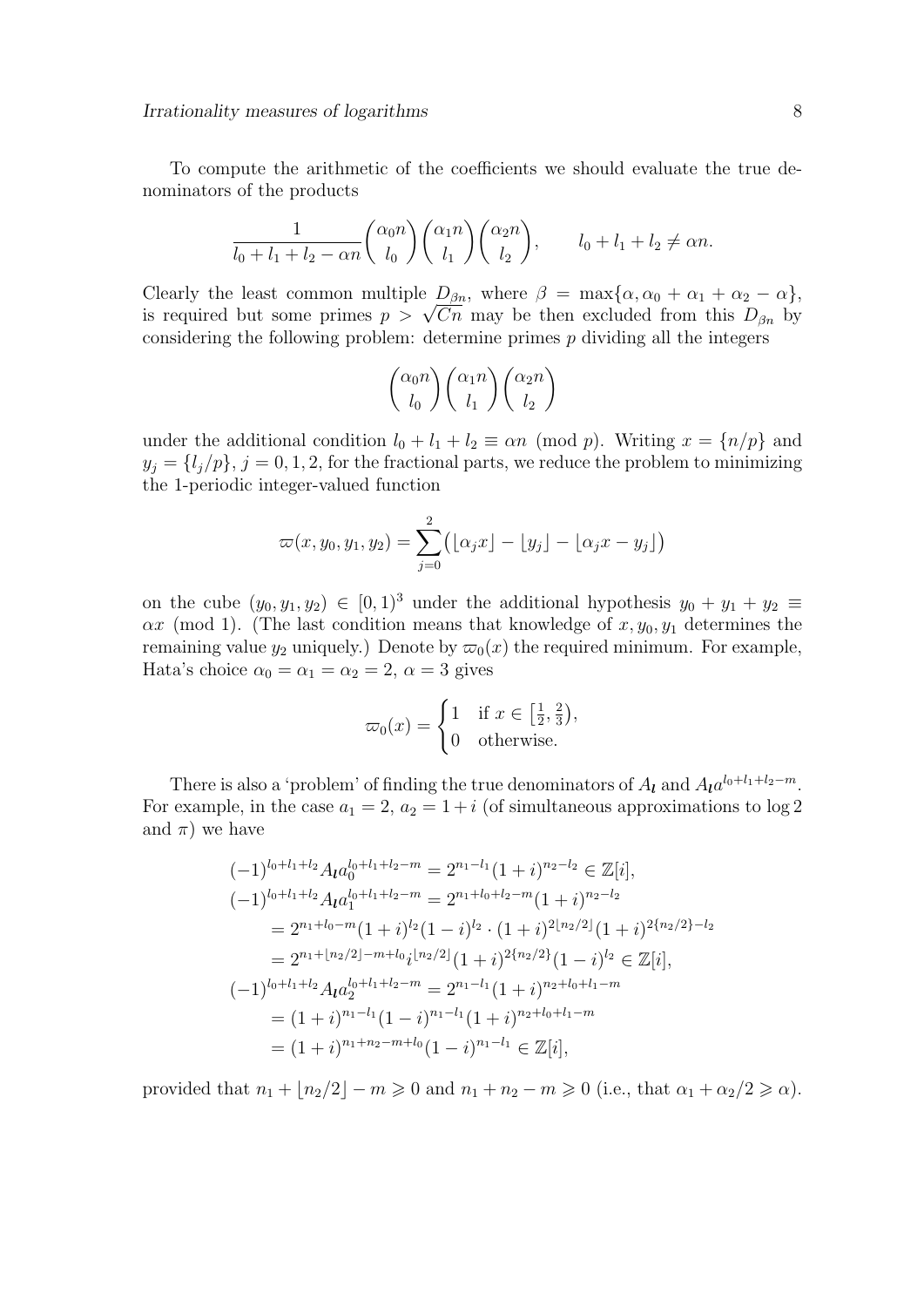To compute the arithmetic of the coefficients we should evaluate the true denominators of the products

$$\frac{1}{l_0+l_1+l_2-\alpha n}\binom{\alpha_0 n}{l_0}\binom{\alpha_1 n}{l_1}\binom{\alpha_2 n}{l_2}, \qquad l_0+l_1+l_2\ne\alpha n.$$

Clearly the least common multiple $D_{\beta n}$, where $\beta=\max\{\alpha,\alpha_0+\alpha_1+\alpha_2-\alpha\}$, is required but some primes $p>\sqrt{Cn}$ may be then excluded from this $D_{\beta n}$ by considering the following problem: determine primes $p$ dividing all the integers

$$\binom{\alpha_0 n}{l_0}\binom{\alpha_1 n}{l_1}\binom{\alpha_2 n}{l_2}$$

under the additional condition $l_0+l_1+l_2\equiv\alpha n \pmod p$. Writing $x=\{n/p\}$ and $y_j=\{l_j/p\}$, $j=0,1,2$, for the fractional parts, we reduce the problem to minimizing the 1-periodic integer-valued function

$$\varpi(x,y_0,y_1,y_2)=\sum_{j=0}^{2}\big(\lfloor\alpha_j x\rfloor-\lfloor y_j\rfloor-\lfloor\alpha_j x-y_j\rfloor\big)$$

on the cube $(y_0,y_1,y_2)\in[0,1)^3$ under the additional hypothesis $y_0+y_1+y_2\equiv\alpha x \pmod 1$. (The last condition means that knowledge of $x,y_0,y_1$ determines the remaining value $y_2$ uniquely.) Denote by $\varpi_0(x)$ the required minimum. For example, Hata's choice $\alpha_0=\alpha_1=\alpha_2=2$, $\alpha=3$ gives

$$\varpi_0(x)=\begin{cases}1 & \text{if } x\in\big[\frac12,\frac23\big),\\ 0 & \text{otherwise.}\end{cases}$$

There is also a 'problem' of finding the true denominators of $A_{\boldsymbol l}$ and $A_{\boldsymbol l}a^{l_0+l_1+l_2-m}$. For example, in the case $a_1=2$, $a_2=1+i$ (of simultaneous approximations to $\log 2$ and $\pi$) we have

$$\begin{aligned}
(-1)^{l_0+l_1+l_2}A_{\boldsymbol l}a_0^{l_0+l_1+l_2-m}&=2^{n_1-l_1}(1+i)^{n_2-l_2}\in\mathbb Z[i],\\
(-1)^{l_0+l_1+l_2}A_{\boldsymbol l}a_1^{l_0+l_1+l_2-m}&=2^{n_1+l_0+l_2-m}(1+i)^{n_2-l_2}\\
&=2^{n_1+l_0-m}(1+i)^{l_2}(1-i)^{l_2}\cdot(1+i)^{2\lfloor n_2/2\rfloor}(1+i)^{2\{n_2/2\}-l_2}\\
&=2^{n_1+\lfloor n_2/2\rfloor-m+l_0}i^{\lfloor n_2/2\rfloor}(1+i)^{2\{n_2/2\}}(1-i)^{l_2}\in\mathbb Z[i],\\
(-1)^{l_0+l_1+l_2}A_{\boldsymbol l}a_2^{l_0+l_1+l_2-m}&=2^{n_1-l_1}(1+i)^{n_2+l_0+l_1-m}\\
&=(1+i)^{n_1-l_1}(1-i)^{n_1-l_1}(1+i)^{n_2+l_0+l_1-m}\\
&=(1+i)^{n_1+n_2-m+l_0}(1-i)^{n_1-l_1}\in\mathbb Z[i],
\end{aligned}$$

provided that $n_1+\lfloor n_2/2\rfloor-m\geqslant 0$ and $n_1+n_2-m\geqslant 0$ (i.e., that $\alpha_1+\alpha_2/2\geqslant\alpha$).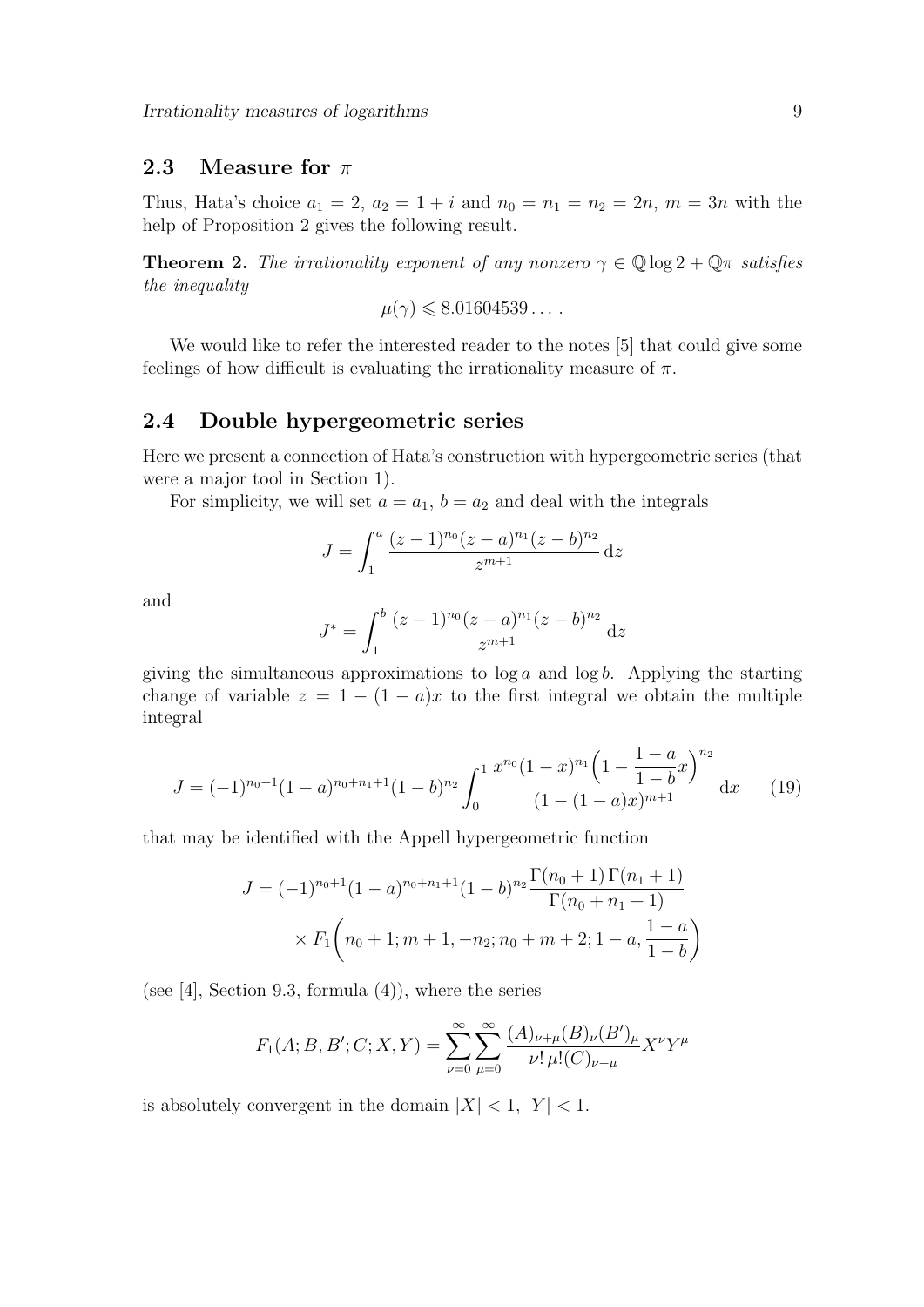## 2.3 Measure for $\pi$

Thus, Hata's choice $a_1 = 2$, $a_2 = 1 + i$ and $n_0 = n_1 = n_2 = 2n$, $m = 3n$ with the help of Proposition 2 gives the following result.

**Theorem 2.** *The irrationality exponent of any nonzero $\gamma \in \mathbb{Q}\log 2 + \mathbb{Q}\pi$ satisfies the inequality*

$$\mu(\gamma) \leqslant 8.01604539\dots .$$

We would like to refer the interested reader to the notes [5] that could give some feelings of how difficult is evaluating the irrationality measure of $\pi$.

## 2.4 Double hypergeometric series

Here we present a connection of Hata's construction with hypergeometric series (that were a major tool in Section 1).

For simplicity, we will set $a = a_1$, $b = a_2$ and deal with the integrals

$$J = \int_1^a \frac{(z-1)^{n_0}(z-a)^{n_1}(z-b)^{n_2}}{z^{m+1}}\,\mathrm{d}z$$

and

$$J^* = \int_1^b \frac{(z-1)^{n_0}(z-a)^{n_1}(z-b)^{n_2}}{z^{m+1}}\,\mathrm{d}z$$

giving the simultaneous approximations to $\log a$ and $\log b$. Applying the starting change of variable $z = 1 - (1-a)x$ to the first integral we obtain the multiple integral

$$J = (-1)^{n_0+1}(1-a)^{n_0+n_1+1}(1-b)^{n_2}\int_0^1 \frac{x^{n_0}(1-x)^{n_1}\Big(1 - \dfrac{1-a}{1-b}x\Big)^{n_2}}{(1-(1-a)x)^{m+1}}\,\mathrm{d}x \tag{19}$$

that may be identified with the Appell hypergeometric function

$$\begin{aligned} J = {} & (-1)^{n_0+1}(1-a)^{n_0+n_1+1}(1-b)^{n_2}\frac{\Gamma(n_0+1)\,\Gamma(n_1+1)}{\Gamma(n_0+n_1+1)} \\ & \times F_1\biggl(n_0+1; m+1, -n_2; n_0+m+2; 1-a, \frac{1-a}{1-b}\biggr) \end{aligned}$$

(see [4], Section 9.3, formula (4)), where the series

$$F_1(A; B, B'; C; X, Y) = \sum_{\nu=0}^{\infty}\sum_{\mu=0}^{\infty}\frac{(A)_{\nu+\mu}(B)_\nu(B')_\mu}{\nu!\,\mu!(C)_{\nu+\mu}}X^\nu Y^\mu$$

is absolutely convergent in the domain $|X| < 1$, $|Y| < 1$.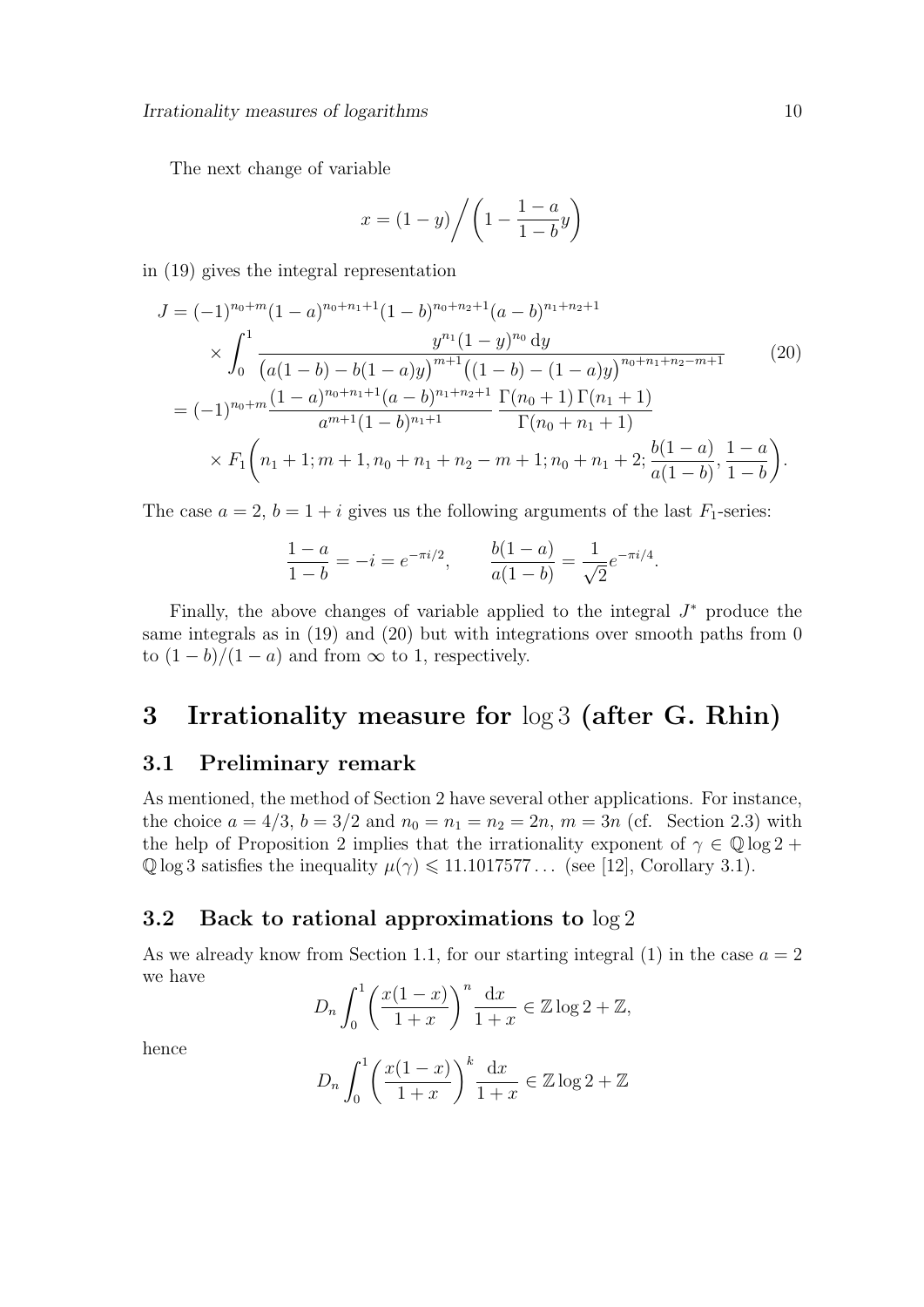The next change of variable

$$x = (1-y)\bigg/\left(1 - \frac{1-a}{1-b}y\right)$$

in (19) gives the integral representation

$$\begin{aligned}
J &= (-1)^{n_0+m}(1-a)^{n_0+n_1+1}(1-b)^{n_0+n_2+1}(a-b)^{n_1+n_2+1} \\
&\quad \times \int_0^1 \frac{y^{n_1}(1-y)^{n_0}\,\mathrm{d}y}{\big(a(1-b)-b(1-a)y\big)^{m+1}\big((1-b)-(1-a)y\big)^{n_0+n_1+n_2-m+1}} \\
&= (-1)^{n_0+m}\frac{(1-a)^{n_0+n_1+1}(a-b)^{n_1+n_2+1}}{a^{m+1}(1-b)^{n_1+1}}\,\frac{\Gamma(n_0+1)\,\Gamma(n_1+1)}{\Gamma(n_0+n_1+1)} \\
&\quad \times F_1\left(n_1+1; m+1, n_0+n_1+n_2-m+1; n_0+n_1+2; \frac{b(1-a)}{a(1-b)}, \frac{1-a}{1-b}\right).
\end{aligned} \tag{20}$$

The case $a=2$, $b=1+i$ gives us the following arguments of the last $F_1$-series:

$$\frac{1-a}{1-b} = -i = e^{-\pi i/2}, \qquad \frac{b(1-a)}{a(1-b)} = \frac{1}{\sqrt{2}}e^{-\pi i/4}.$$

Finally, the above changes of variable applied to the integral $J^*$ produce the same integrals as in (19) and (20) but with integrations over smooth paths from 0 to $(1-b)/(1-a)$ and from $\infty$ to 1, respectively.

# 3 Irrationality measure for $\log 3$ (after G. Rhin)

## 3.1 Preliminary remark

As mentioned, the method of Section 2 have several other applications. For instance, the choice $a=4/3$, $b=3/2$ and $n_0=n_1=n_2=2n$, $m=3n$ (cf. Section 2.3) with the help of Proposition 2 implies that the irrationality exponent of $\gamma \in \mathbb{Q}\log 2 + \mathbb{Q}\log 3$ satisfies the inequality $\mu(\gamma) \leqslant 11.1017577\ldots$ (see [12], Corollary 3.1).

## 3.2 Back to rational approximations to $\log 2$

As we already know from Section 1.1, for our starting integral (1) in the case $a=2$ we have

$$D_n \int_0^1 \left(\frac{x(1-x)}{1+x}\right)^n \frac{\mathrm{d}x}{1+x} \in \mathbb{Z}\log 2 + \mathbb{Z},$$

hence

$$D_n \int_0^1 \left(\frac{x(1-x)}{1+x}\right)^k \frac{\mathrm{d}x}{1+x} \in \mathbb{Z}\log 2 + \mathbb{Z}$$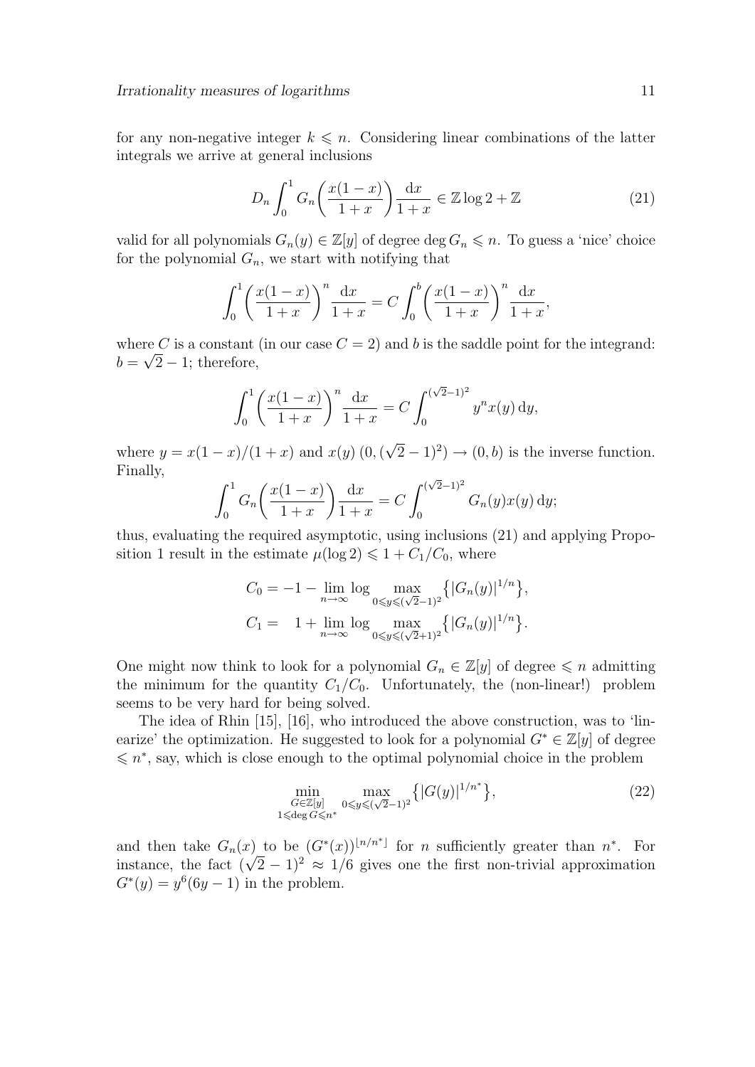for any non-negative integer $k \leqslant n$. Considering linear combinations of the latter integrals we arrive at general inclusions

$$D_n \int_0^1 G_n\biggl(\frac{x(1-x)}{1+x}\biggr) \frac{\mathrm{d}x}{1+x} \in \mathbb{Z} \log 2 + \mathbb{Z} \tag{21}$$

valid for all polynomials $G_n(y) \in \mathbb{Z}[y]$ of degree $\deg G_n \leqslant n$. To guess a 'nice' choice for the polynomial $G_n$, we start with notifying that

$$\int_0^1 \biggl(\frac{x(1-x)}{1+x}\biggr)^n \frac{\mathrm{d}x}{1+x} = C \int_0^b \biggl(\frac{x(1-x)}{1+x}\biggr)^n \frac{\mathrm{d}x}{1+x},$$

where $C$ is a constant (in our case $C = 2$) and $b$ is the saddle point for the integrand: $b = \sqrt{2} - 1$; therefore,

$$\int_0^1 \biggl(\frac{x(1-x)}{1+x}\biggr)^n \frac{\mathrm{d}x}{1+x} = C \int_0^{(\sqrt{2}-1)^2} y^n x(y)\,\mathrm{d}y,$$

where $y = x(1-x)/(1+x)$ and $x(y)\ (0, (\sqrt{2}-1)^2) \to (0, b)$ is the inverse function. Finally,

$$\int_0^1 G_n\biggl(\frac{x(1-x)}{1+x}\biggr) \frac{\mathrm{d}x}{1+x} = C \int_0^{(\sqrt{2}-1)^2} G_n(y) x(y)\,\mathrm{d}y;$$

thus, evaluating the required asymptotic, using inclusions (21) and applying Proposition 1 result in the estimate $\mu(\log 2) \leqslant 1 + C_1/C_0$, where

$$\begin{aligned} C_0 &= -1 - \lim_{n\to\infty} \log \max_{0 \leqslant y \leqslant (\sqrt{2}-1)^2} \bigl\{|G_n(y)|^{1/n}\bigr\}, \\ C_1 &= \phantom{-}1 + \lim_{n\to\infty} \log \max_{0 \leqslant y \leqslant (\sqrt{2}+1)^2} \bigl\{|G_n(y)|^{1/n}\bigr\}. \end{aligned}$$

One might now think to look for a polynomial $G_n \in \mathbb{Z}[y]$ of degree $\leqslant n$ admitting the minimum for the quantity $C_1/C_0$. Unfortunately, the (non-linear!) problem seems to be very hard for being solved.

The idea of Rhin [15], [16], who introduced the above construction, was to 'linearize' the optimization. He suggested to look for a polynomial $G^* \in \mathbb{Z}[y]$ of degree $\leqslant n^*$, say, which is close enough to the optimal polynomial choice in the problem

$$\min_{\substack{G \in \mathbb{Z}[y] \\ 1 \leqslant \deg G \leqslant n^*}} \max_{0 \leqslant y \leqslant (\sqrt{2}-1)^2} \bigl\{|G(y)|^{1/n^*}\bigr\}, \tag{22}$$

and then take $G_n(x)$ to be $(G^*(x))^{\lfloor n/n^* \rfloor}$ for $n$ sufficiently greater than $n^*$. For instance, the fact $(\sqrt{2}-1)^2 \approx 1/6$ gives one the first non-trivial approximation $G^*(y) = y^6(6y-1)$ in the problem.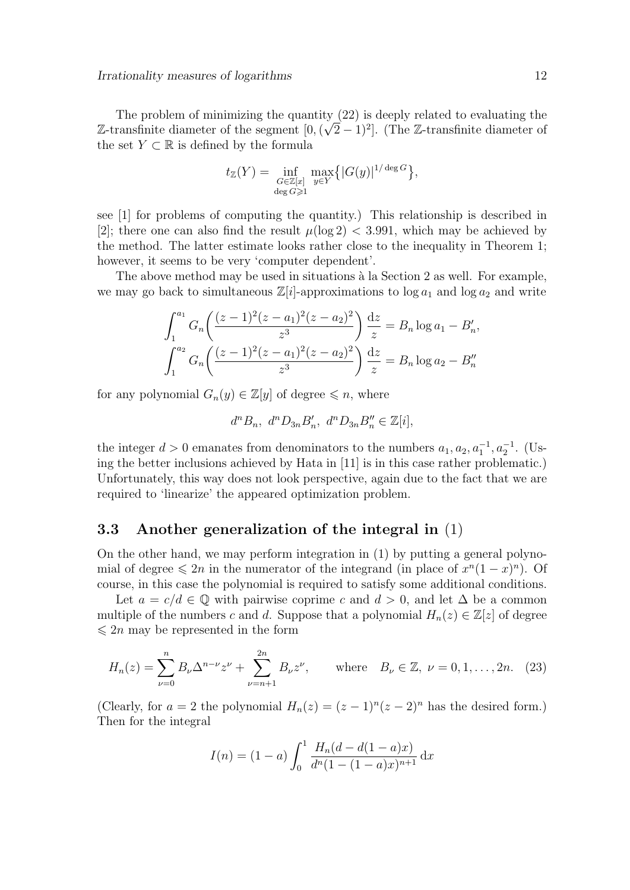The problem of minimizing the quantity (22) is deeply related to evaluating the $\mathbb{Z}$-transfinite diameter of the segment $[0,(\sqrt{2}-1)^2]$. (The $\mathbb{Z}$-transfinite diameter of the set $Y\subset\mathbb{R}$ is defined by the formula

$$t_{\mathbb{Z}}(Y)=\inf_{\substack{G\in\mathbb{Z}[x]\\ \deg G\geqslant 1}}\max_{y\in Y}\bigl\{|G(y)|^{1/\deg G}\bigr\},$$

see [1] for problems of computing the quantity.) This relationship is described in [2]; there one can also find the result $\mu(\log 2)<3.991$, which may be achieved by the method. The latter estimate looks rather close to the inequality in Theorem 1; however, it seems to be very 'computer dependent'.

The above method may be used in situations à la Section 2 as well. For example, we may go back to simultaneous $\mathbb{Z}[i]$-approximations to $\log a_1$ and $\log a_2$ and write

$$\int_1^{a_1} G_n\biggl(\frac{(z-1)^2(z-a_1)^2(z-a_2)^2}{z^3}\biggr)\,\frac{\mathrm{d}z}{z}=B_n\log a_1-B_n',$$
$$\int_1^{a_2} G_n\biggl(\frac{(z-1)^2(z-a_1)^2(z-a_2)^2}{z^3}\biggr)\,\frac{\mathrm{d}z}{z}=B_n\log a_2-B_n''$$

for any polynomial $G_n(y)\in\mathbb{Z}[y]$ of degree $\leqslant n$, where

$$d^nB_n,\ d^nD_{3n}B_n',\ d^nD_{3n}B_n''\in\mathbb{Z}[i],$$

the integer $d>0$ emanates from denominators to the numbers $a_1,a_2,a_1^{-1},a_2^{-1}$. (Using the better inclusions achieved by Hata in [11] is in this case rather problematic.) Unfortunately, this way does not look perspective, again due to the fact that we are required to 'linearize' the appeared optimization problem.

### 3.3 Another generalization of the integral in (1)

On the other hand, we may perform integration in (1) by putting a general polynomial of degree $\leqslant 2n$ in the numerator of the integrand (in place of $x^n(1-x)^n$). Of course, in this case the polynomial is required to satisfy some additional conditions.

Let $a=c/d\in\mathbb{Q}$ with pairwise coprime $c$ and $d>0$, and let $\Delta$ be a common multiple of the numbers $c$ and $d$. Suppose that a polynomial $H_n(z)\in\mathbb{Z}[z]$ of degree $\leqslant 2n$ may be represented in the form

$$H_n(z)=\sum_{\nu=0}^{n}B_\nu\Delta^{n-\nu}z^\nu+\sum_{\nu=n+1}^{2n}B_\nu z^\nu, \qquad \text{where}\quad B_\nu\in\mathbb{Z},\ \nu=0,1,\dots,2n. \tag{23}$$

(Clearly, for $a=2$ the polynomial $H_n(z)=(z-1)^n(z-2)^n$ has the desired form.) Then for the integral

$$I(n)=(1-a)\int_0^1\frac{H_n(d-d(1-a)x)}{d^n(1-(1-a)x)^{n+1}}\,\mathrm{d}x$$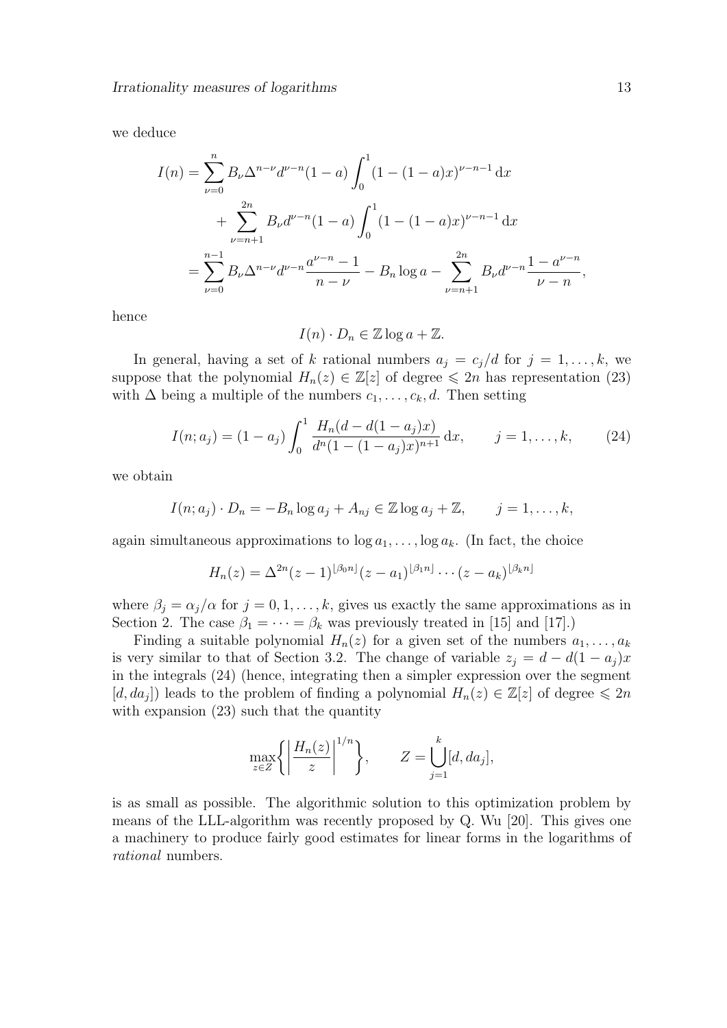we deduce

$$
\begin{aligned}
I(n) &= \sum_{\nu=0}^{n} B_\nu \Delta^{n-\nu} d^{\nu-n}(1-a) \int_0^1 (1-(1-a)x)^{\nu-n-1}\,\mathrm{d}x \\
&\quad + \sum_{\nu=n+1}^{2n} B_\nu d^{\nu-n}(1-a) \int_0^1 (1-(1-a)x)^{\nu-n-1}\,\mathrm{d}x \\
&= \sum_{\nu=0}^{n-1} B_\nu \Delta^{n-\nu} d^{\nu-n} \frac{a^{\nu-n}-1}{n-\nu} - B_n \log a - \sum_{\nu=n+1}^{2n} B_\nu d^{\nu-n} \frac{1-a^{\nu-n}}{\nu-n},
\end{aligned}
$$

hence

$$
I(n) \cdot D_n \in \mathbb{Z} \log a + \mathbb{Z}.
$$

In general, having a set of $k$ rational numbers $a_j = c_j/d$ for $j = 1, \dots, k$, we suppose that the polynomial $H_n(z) \in \mathbb{Z}[z]$ of degree $\leqslant 2n$ has representation (23) with $\Delta$ being a multiple of the numbers $c_1, \dots, c_k, d$. Then setting

$$
I(n; a_j) = (1-a_j) \int_0^1 \frac{H_n(d - d(1-a_j)x)}{d^n(1-(1-a_j)x)^{n+1}}\,\mathrm{d}x, \qquad j = 1, \dots, k, \tag{24}
$$

we obtain

$$
I(n; a_j) \cdot D_n = -B_n \log a_j + A_{nj} \in \mathbb{Z} \log a_j + \mathbb{Z}, \qquad j = 1, \dots, k,
$$

again simultaneous approximations to $\log a_1, \dots, \log a_k$. (In fact, the choice

$$
H_n(z) = \Delta^{2n}(z-1)^{\lfloor \beta_0 n \rfloor}(z-a_1)^{\lfloor \beta_1 n \rfloor} \cdots (z-a_k)^{\lfloor \beta_k n \rfloor}
$$

where $\beta_j = \alpha_j/\alpha$ for $j = 0, 1, \dots, k$, gives us exactly the same approximations as in Section 2. The case $\beta_1 = \dots = \beta_k$ was previously treated in [15] and [17].)

Finding a suitable polynomial $H_n(z)$ for a given set of the numbers $a_1, \dots, a_k$ is very similar to that of Section 3.2. The change of variable $z_j = d - d(1-a_j)x$ in the integrals (24) (hence, integrating then a simpler expression over the segment $[d, da_j]$) leads to the problem of finding a polynomial $H_n(z) \in \mathbb{Z}[z]$ of degree $\leqslant 2n$ with expansion (23) such that the quantity

$$
\max_{z \in Z} \left\{ \left| \frac{H_n(z)}{z} \right|^{1/n} \right\}, \qquad Z = \bigcup_{j=1}^{k} [d, da_j],
$$

is as small as possible. The algorithmic solution to this optimization problem by means of the LLL-algorithm was recently proposed by Q. Wu [20]. This gives one a machinery to produce fairly good estimates for linear forms in the logarithms of *rational* numbers.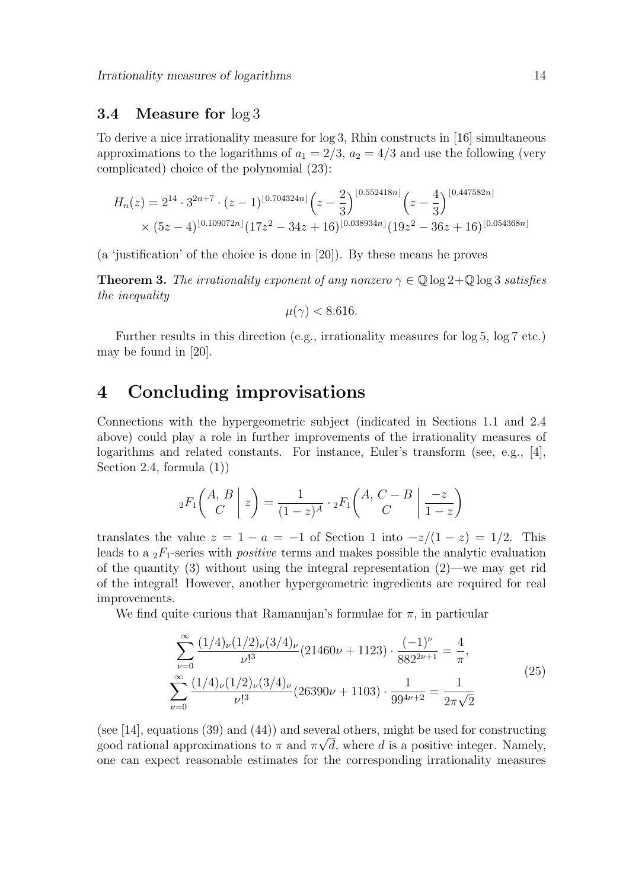### 3.4 Measure for $\log 3$

To derive a nice irrationality measure for $\log 3$, Rhin constructs in [16] simultaneous approximations to the logarithms of $a_1 = 2/3$, $a_2 = 4/3$ and use the following (very complicated) choice of the polynomial (23):

$$
\begin{aligned}
H_n(z) = 2^{14} \cdot 3^{2n+7} \cdot (z-1)^{\lfloor 0.704324n \rfloor} \Big(z - \frac{2}{3}\Big)^{\lfloor 0.552418n \rfloor} \Big(z - \frac{4}{3}\Big)^{\lfloor 0.447582n \rfloor} \\
\times (5z-4)^{\lfloor 0.109072n \rfloor} (17z^2 - 34z + 16)^{\lfloor 0.038934n \rfloor} (19z^2 - 36z + 16)^{\lfloor 0.054368n \rfloor}
\end{aligned}
$$

(a 'justification' of the choice is done in [20]). By these means he proves

**Theorem 3.** *The irrationality exponent of any nonzero $\gamma \in \mathbb{Q}\log 2 + \mathbb{Q}\log 3$ satisfies the inequality*

$$\mu(\gamma) < 8.616.$$

Further results in this direction (e.g., irrationality measures for $\log 5$, $\log 7$ etc.) may be found in [20].

# 4 Concluding improvisations

Connections with the hypergeometric subject (indicated in Sections 1.1 and 2.4 above) could play a role in further improvements of the irrationality measures of logarithms and related constants. For instance, Euler's transform (see, e.g., [4], Section 2.4, formula (1))

$$
{}_2F_1\biggl(\begin{matrix} A,\, B \\ C \end{matrix} \biggm| z\biggr) = \frac{1}{(1-z)^A} \cdot {}_2F_1\biggl(\begin{matrix} A,\, C-B \\ C \end{matrix} \biggm| \frac{-z}{1-z}\biggr)
$$

translates the value $z = 1 - a = -1$ of Section 1 into $-z/(1-z) = 1/2$. This leads to a ${}_2F_1$-series with *positive* terms and makes possible the analytic evaluation of the quantity (3) without using the integral representation (2)—we may get rid of the integral! However, another hypergeometric ingredients are required for real improvements.

We find quite curious that Ramanujan's formulae for $\pi$, in particular

$$
\begin{aligned}
\sum_{\nu=0}^{\infty} \frac{(1/4)_\nu (1/2)_\nu (3/4)_\nu}{\nu!^3} (21460\nu + 1123) \cdot \frac{(-1)^\nu}{882^{2\nu+1}} &= \frac{4}{\pi}, \\
\sum_{\nu=0}^{\infty} \frac{(1/4)_\nu (1/2)_\nu (3/4)_\nu}{\nu!^3} (26390\nu + 1103) \cdot \frac{1}{99^{4\nu+2}} &= \frac{1}{2\pi\sqrt{2}}
\end{aligned}
\tag{25}
$$

(see [14], equations (39) and (44)) and several others, might be used for constructing good rational approximations to $\pi$ and $\pi\sqrt{d}$, where $d$ is a positive integer. Namely, one can expect reasonable estimates for the corresponding irrationality measures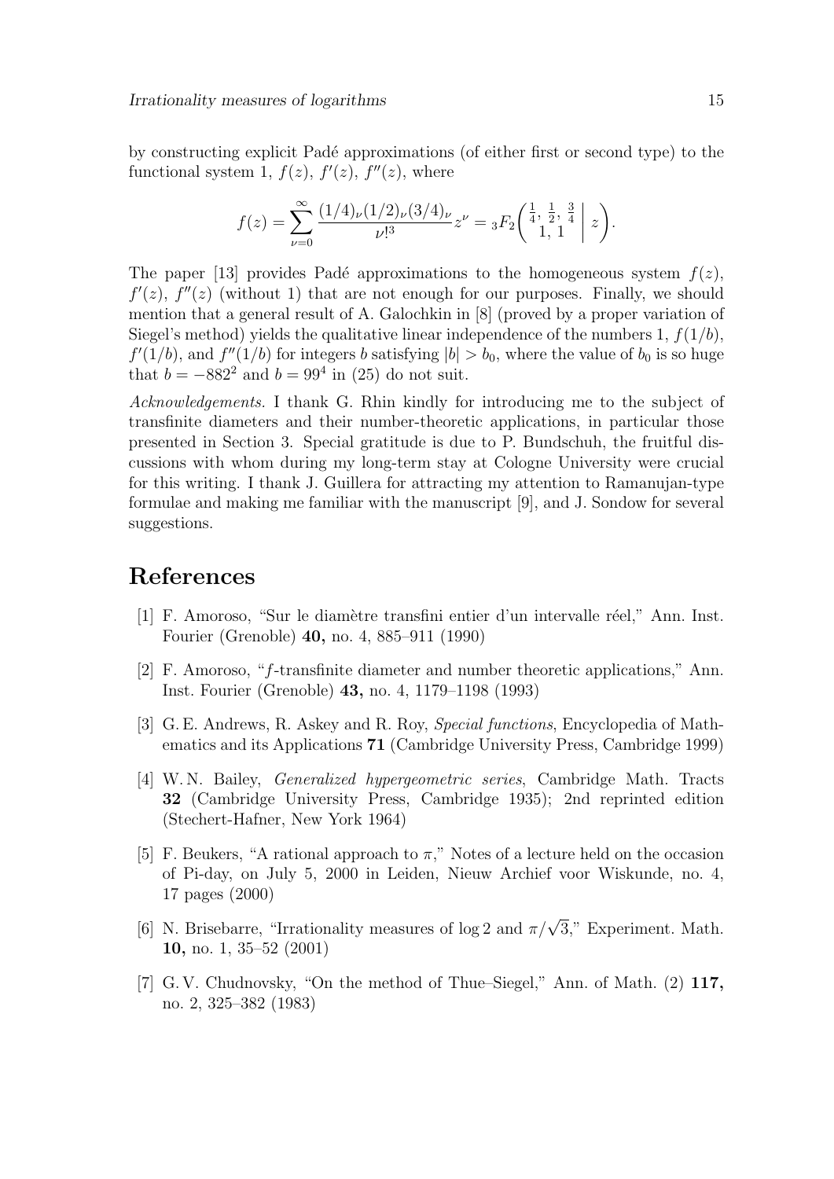by constructing explicit Padé approximations (of either first or second type) to the functional system 1, $f(z)$, $f'(z)$, $f''(z)$, where

$$f(z) = \sum_{\nu=0}^{\infty} \frac{(1/4)_\nu (1/2)_\nu (3/4)_\nu}{\nu!^3} z^\nu = {}_3F_2\biggl(\begin{matrix} \frac14, \frac12, \frac34 \\ 1, 1 \end{matrix} \biggm| z\biggr).$$

The paper [13] provides Padé approximations to the homogeneous system $f(z)$, $f'(z)$, $f''(z)$ (without 1) that are not enough for our purposes. Finally, we should mention that a general result of A. Galochkin in [8] (proved by a proper variation of Siegel's method) yields the qualitative linear independence of the numbers 1, $f(1/b)$, $f'(1/b)$, and $f''(1/b)$ for integers $b$ satisfying $|b| > b_0$, where the value of $b_0$ is so huge that $b = -882^2$ and $b = 99^4$ in (25) do not suit.

*Acknowledgements.* I thank G. Rhin kindly for introducing me to the subject of transfinite diameters and their number-theoretic applications, in particular those presented in Section 3. Special gratitude is due to P. Bundschuh, the fruitful discussions with whom during my long-term stay at Cologne University were crucial for this writing. I thank J. Guillera for attracting my attention to Ramanujan-type formulae and making me familiar with the manuscript [9], and J. Sondow for several suggestions.

# References

[1] F. Amoroso, "Sur le diamètre transfini entier d'un intervalle réel," Ann. Inst. Fourier (Grenoble) **40,** no. 4, 885–911 (1990)

[2] F. Amoroso, "$f$-transfinite diameter and number theoretic applications," Ann. Inst. Fourier (Grenoble) **43,** no. 4, 1179–1198 (1993)

[3] G. E. Andrews, R. Askey and R. Roy, *Special functions*, Encyclopedia of Mathematics and its Applications **71** (Cambridge University Press, Cambridge 1999)

[4] W. N. Bailey, *Generalized hypergeometric series*, Cambridge Math. Tracts **32** (Cambridge University Press, Cambridge 1935); 2nd reprinted edition (Stechert-Hafner, New York 1964)

[5] F. Beukers, "A rational approach to $\pi$," Notes of a lecture held on the occasion of Pi-day, on July 5, 2000 in Leiden, Nieuw Archief voor Wiskunde, no. 4, 17 pages (2000)

[6] N. Brisebarre, "Irrationality measures of $\log 2$ and $\pi/\sqrt{3}$," Experiment. Math. **10,** no. 1, 35–52 (2001)

[7] G. V. Chudnovsky, "On the method of Thue–Siegel," Ann. of Math. (2) **117,** no. 2, 325–382 (1983)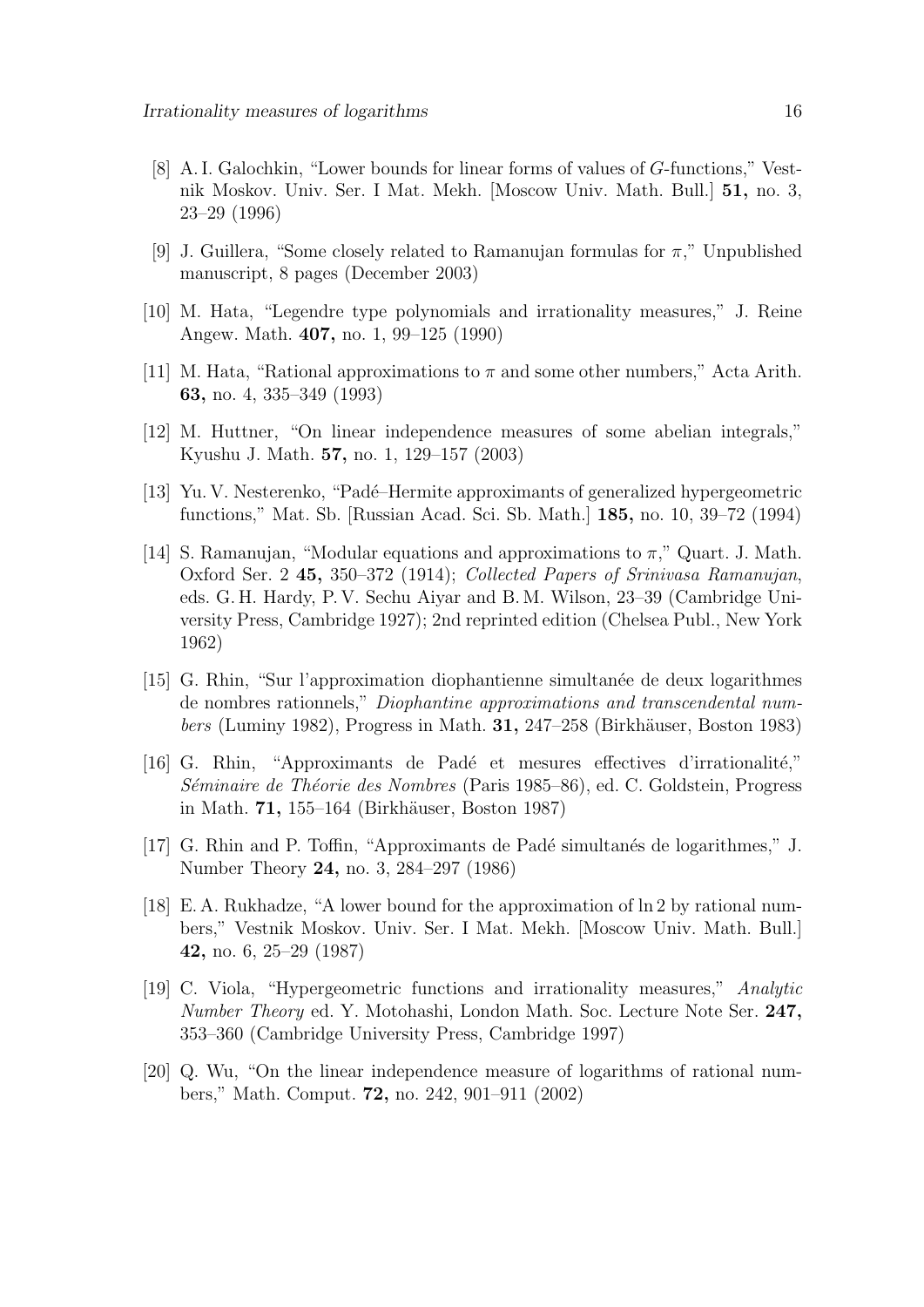[8] A. I. Galochkin, "Lower bounds for linear forms of values of $G$-functions," Vestnik Moskov. Univ. Ser. I Mat. Mekh. [Moscow Univ. Math. Bull.] **51,** no. 3, 23–29 (1996)

[9] J. Guillera, "Some closely related to Ramanujan formulas for $\pi$," Unpublished manuscript, 8 pages (December 2003)

[10] M. Hata, "Legendre type polynomials and irrationality measures," J. Reine Angew. Math. **407,** no. 1, 99–125 (1990)

[11] M. Hata, "Rational approximations to $\pi$ and some other numbers," Acta Arith. **63,** no. 4, 335–349 (1993)

[12] M. Huttner, "On linear independence measures of some abelian integrals," Kyushu J. Math. **57,** no. 1, 129–157 (2003)

[13] Yu. V. Nesterenko, "Padé–Hermite approximants of generalized hypergeometric functions," Mat. Sb. [Russian Acad. Sci. Sb. Math.] **185,** no. 10, 39–72 (1994)

[14] S. Ramanujan, "Modular equations and approximations to $\pi$," Quart. J. Math. Oxford Ser. 2 **45,** 350–372 (1914); *Collected Papers of Srinivasa Ramanujan*, eds. G. H. Hardy, P. V. Sechu Aiyar and B. M. Wilson, 23–39 (Cambridge University Press, Cambridge 1927); 2nd reprinted edition (Chelsea Publ., New York 1962)

[15] G. Rhin, "Sur l'approximation diophantienne simultanée de deux logarithmes de nombres rationnels," *Diophantine approximations and transcendental numbers* (Luminy 1982), Progress in Math. **31,** 247–258 (Birkhäuser, Boston 1983)

[16] G. Rhin, "Approximants de Padé et mesures effectives d'irrationalité," *Séminaire de Théorie des Nombres* (Paris 1985–86), ed. C. Goldstein, Progress in Math. **71,** 155–164 (Birkhäuser, Boston 1987)

[17] G. Rhin and P. Toffin, "Approximants de Padé simultanés de logarithmes," J. Number Theory **24,** no. 3, 284–297 (1986)

[18] E. A. Rukhadze, "A lower bound for the approximation of $\ln 2$ by rational numbers," Vestnik Moskov. Univ. Ser. I Mat. Mekh. [Moscow Univ. Math. Bull.] **42,** no. 6, 25–29 (1987)

[19] C. Viola, "Hypergeometric functions and irrationality measures," *Analytic Number Theory* ed. Y. Motohashi, London Math. Soc. Lecture Note Ser. **247,** 353–360 (Cambridge University Press, Cambridge 1997)

[20] Q. Wu, "On the linear independence measure of logarithms of rational numbers," Math. Comput. **72,** no. 242, 901–911 (2002)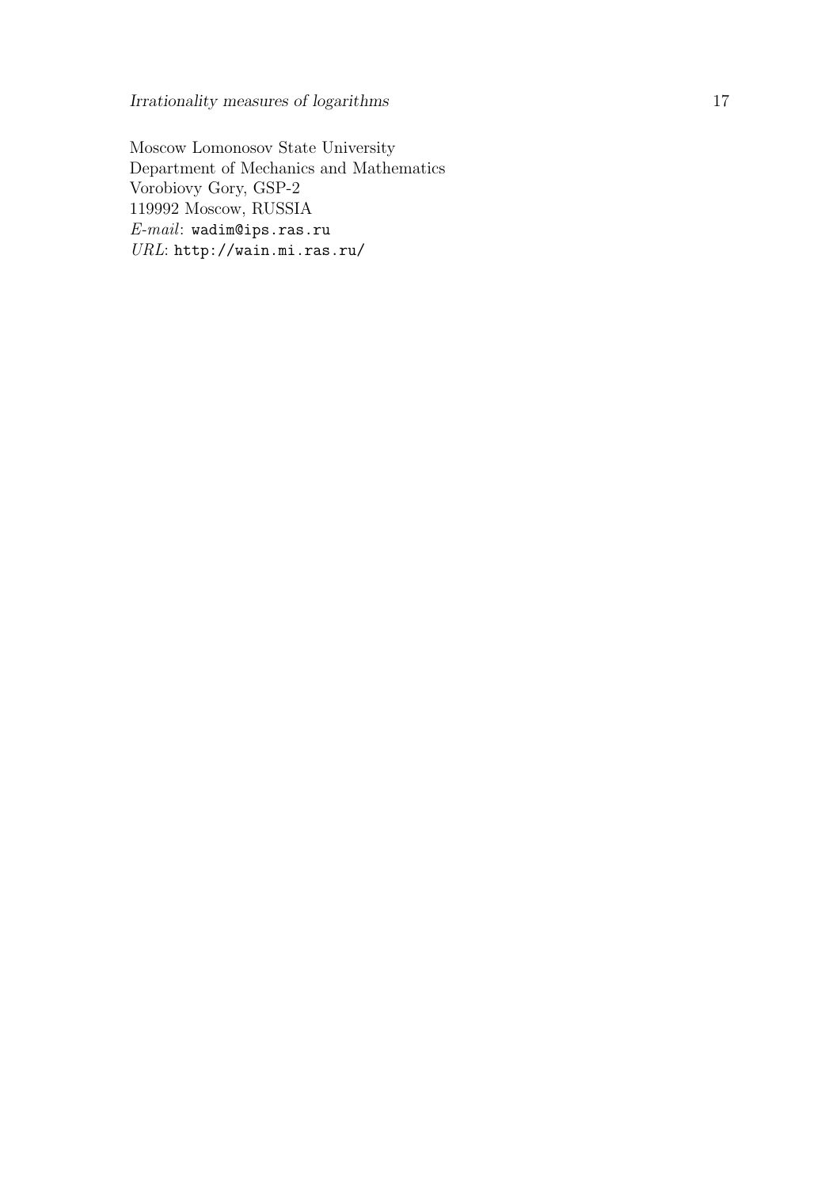Moscow Lomonosov State University
Department of Mechanics and Mathematics
Vorobiovy Gory, GSP-2
119992 Moscow, RUSSIA
*E-mail*: `wadim@ips.ras.ru`
*URL*: `http://wain.mi.ras.ru/`